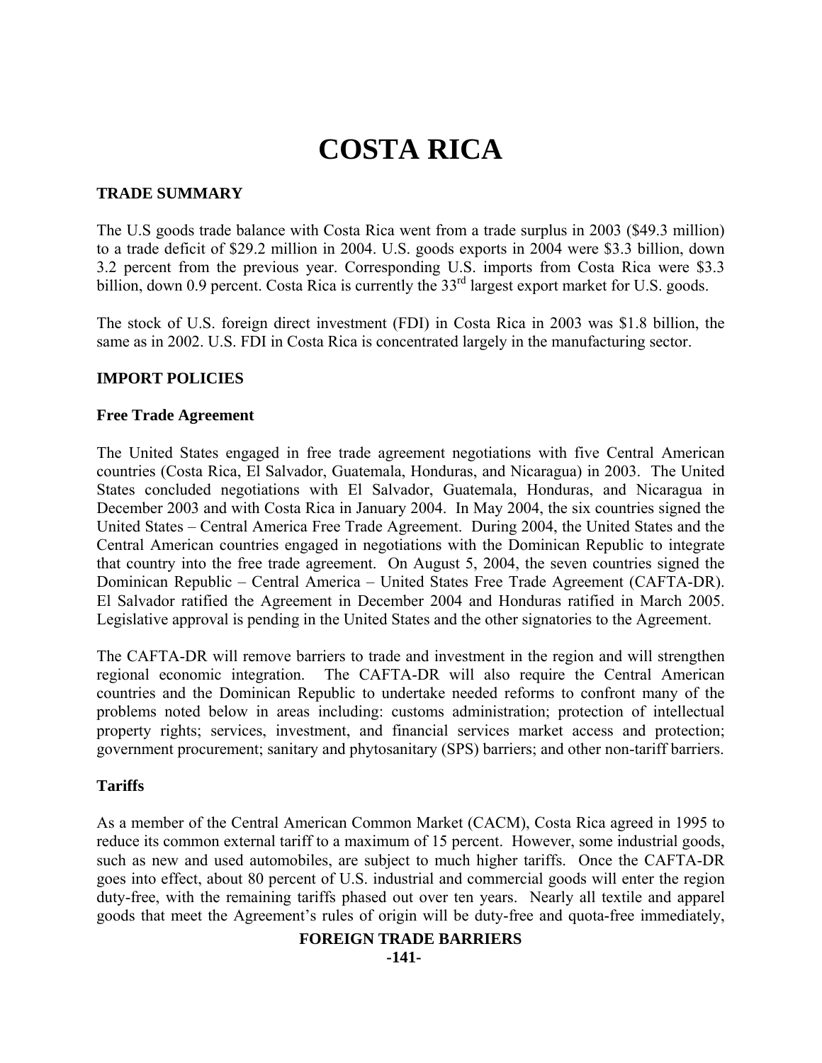# COSTA RICA

## TRADE SUMMARY

The U.S goods trade balance with Costa Rica went from a trade surplus in 2003 ($49.3 million) to a trade deficit of $29.2 million in 2004. U.S. goods exports in 2004 were $3.3 billion, down 3.2 percent from the previous year. Corresponding U.S. imports from Costa Rica were $3.3 billion, down 0.9 percent. Costa Rica is currently the 33rd largest export market for U.S. goods.

The stock of U.S. foreign direct investment (FDI) in Costa Rica in 2003 was $1.8 billion, the same as in 2002. U.S. FDI in Costa Rica is concentrated largely in the manufacturing sector.

## IMPORT POLICIES

### Free Trade Agreement

The United States engaged in free trade agreement negotiations with five Central American countries (Costa Rica, El Salvador, Guatemala, Honduras, and Nicaragua) in 2003. The United States concluded negotiations with El Salvador, Guatemala, Honduras, and Nicaragua in December 2003 and with Costa Rica in January 2004. In May 2004, the six countries signed the United States – Central America Free Trade Agreement. During 2004, the United States and the Central American countries engaged in negotiations with the Dominican Republic to integrate that country into the free trade agreement. On August 5, 2004, the seven countries signed the Dominican Republic – Central America – United States Free Trade Agreement (CAFTA-DR). El Salvador ratified the Agreement in December 2004 and Honduras ratified in March 2005. Legislative approval is pending in the United States and the other signatories to the Agreement.

The CAFTA-DR will remove barriers to trade and investment in the region and will strengthen regional economic integration. The CAFTA-DR will also require the Central American countries and the Dominican Republic to undertake needed reforms to confront many of the problems noted below in areas including: customs administration; protection of intellectual property rights; services, investment, and financial services market access and protection; government procurement; sanitary and phytosanitary (SPS) barriers; and other non-tariff barriers.

### Tariffs

As a member of the Central American Common Market (CACM), Costa Rica agreed in 1995 to reduce its common external tariff to a maximum of 15 percent. However, some industrial goods, such as new and used automobiles, are subject to much higher tariffs. Once the CAFTA-DR goes into effect, about 80 percent of U.S. industrial and commercial goods will enter the region duty-free, with the remaining tariffs phased out over ten years. Nearly all textile and apparel goods that meet the Agreement's rules of origin will be duty-free and quota-free immediately,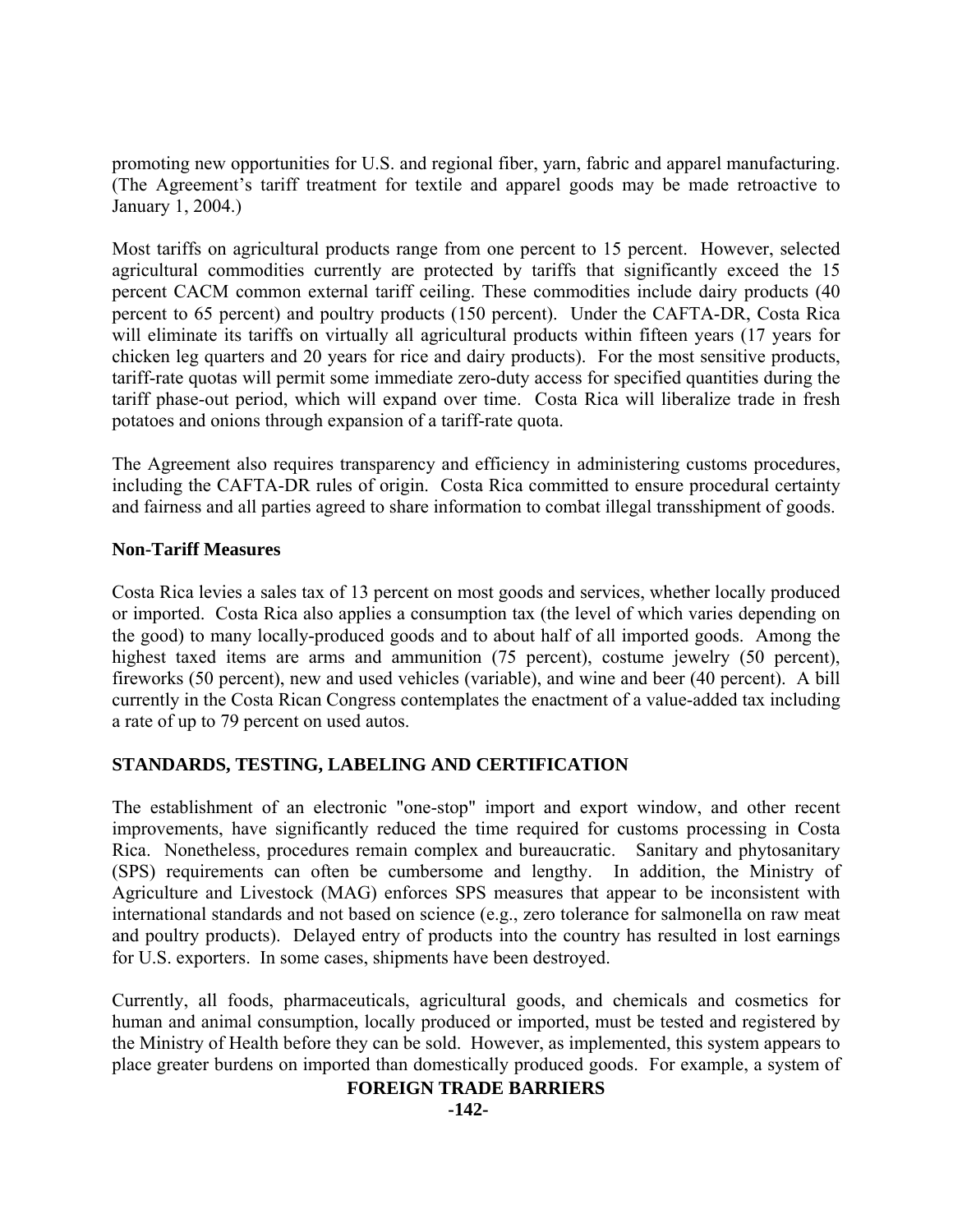promoting new opportunities for U.S. and regional fiber, yarn, fabric and apparel manufacturing. (The Agreement's tariff treatment for textile and apparel goods may be made retroactive to January 1, 2004.)

Most tariffs on agricultural products range from one percent to 15 percent. However, selected agricultural commodities currently are protected by tariffs that significantly exceed the 15 percent CACM common external tariff ceiling. These commodities include dairy products (40 percent to 65 percent) and poultry products (150 percent). Under the CAFTA-DR, Costa Rica will eliminate its tariffs on virtually all agricultural products within fifteen years (17 years for chicken leg quarters and 20 years for rice and dairy products). For the most sensitive products, tariff-rate quotas will permit some immediate zero-duty access for specified quantities during the tariff phase-out period, which will expand over time. Costa Rica will liberalize trade in fresh potatoes and onions through expansion of a tariff-rate quota.

The Agreement also requires transparency and efficiency in administering customs procedures, including the CAFTA-DR rules of origin. Costa Rica committed to ensure procedural certainty and fairness and all parties agreed to share information to combat illegal transshipment of goods.

**Non-Tariff Measures**

Costa Rica levies a sales tax of 13 percent on most goods and services, whether locally produced or imported. Costa Rica also applies a consumption tax (the level of which varies depending on the good) to many locally-produced goods and to about half of all imported goods. Among the highest taxed items are arms and ammunition (75 percent), costume jewelry (50 percent), fireworks (50 percent), new and used vehicles (variable), and wine and beer (40 percent). A bill currently in the Costa Rican Congress contemplates the enactment of a value-added tax including a rate of up to 79 percent on used autos.

## STANDARDS, TESTING, LABELING AND CERTIFICATION

The establishment of an electronic "one-stop" import and export window, and other recent improvements, have significantly reduced the time required for customs processing in Costa Rica. Nonetheless, procedures remain complex and bureaucratic. Sanitary and phytosanitary (SPS) requirements can often be cumbersome and lengthy. In addition, the Ministry of Agriculture and Livestock (MAG) enforces SPS measures that appear to be inconsistent with international standards and not based on science (e.g., zero tolerance for salmonella on raw meat and poultry products). Delayed entry of products into the country has resulted in lost earnings for U.S. exporters. In some cases, shipments have been destroyed.

Currently, all foods, pharmaceuticals, agricultural goods, and chemicals and cosmetics for human and animal consumption, locally produced or imported, must be tested and registered by the Ministry of Health before they can be sold. However, as implemented, this system appears to place greater burdens on imported than domestically produced goods. For example, a system of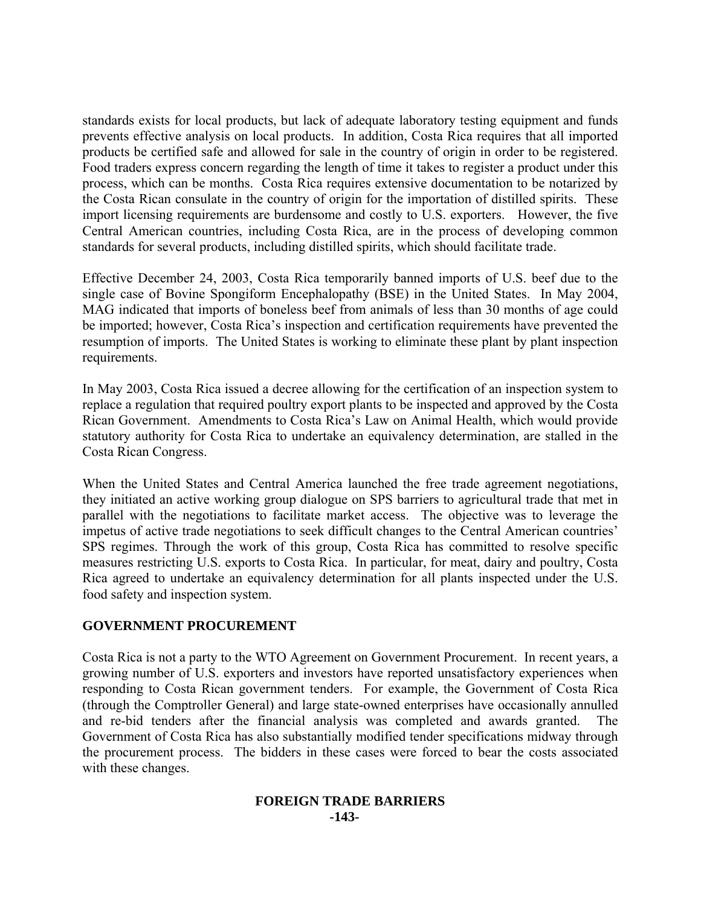standards exists for local products, but lack of adequate laboratory testing equipment and funds prevents effective analysis on local products. In addition, Costa Rica requires that all imported products be certified safe and allowed for sale in the country of origin in order to be registered. Food traders express concern regarding the length of time it takes to register a product under this process, which can be months. Costa Rica requires extensive documentation to be notarized by the Costa Rican consulate in the country of origin for the importation of distilled spirits. These import licensing requirements are burdensome and costly to U.S. exporters. However, the five Central American countries, including Costa Rica, are in the process of developing common standards for several products, including distilled spirits, which should facilitate trade.

Effective December 24, 2003, Costa Rica temporarily banned imports of U.S. beef due to the single case of Bovine Spongiform Encephalopathy (BSE) in the United States. In May 2004, MAG indicated that imports of boneless beef from animals of less than 30 months of age could be imported; however, Costa Rica's inspection and certification requirements have prevented the resumption of imports. The United States is working to eliminate these plant by plant inspection requirements.

In May 2003, Costa Rica issued a decree allowing for the certification of an inspection system to replace a regulation that required poultry export plants to be inspected and approved by the Costa Rican Government. Amendments to Costa Rica's Law on Animal Health, which would provide statutory authority for Costa Rica to undertake an equivalency determination, are stalled in the Costa Rican Congress.

When the United States and Central America launched the free trade agreement negotiations, they initiated an active working group dialogue on SPS barriers to agricultural trade that met in parallel with the negotiations to facilitate market access. The objective was to leverage the impetus of active trade negotiations to seek difficult changes to the Central American countries' SPS regimes. Through the work of this group, Costa Rica has committed to resolve specific measures restricting U.S. exports to Costa Rica. In particular, for meat, dairy and poultry, Costa Rica agreed to undertake an equivalency determination for all plants inspected under the U.S. food safety and inspection system.

## GOVERNMENT PROCUREMENT

Costa Rica is not a party to the WTO Agreement on Government Procurement. In recent years, a growing number of U.S. exporters and investors have reported unsatisfactory experiences when responding to Costa Rican government tenders. For example, the Government of Costa Rica (through the Comptroller General) and large state-owned enterprises have occasionally annulled and re-bid tenders after the financial analysis was completed and awards granted. The Government of Costa Rica has also substantially modified tender specifications midway through the procurement process. The bidders in these cases were forced to bear the costs associated with these changes.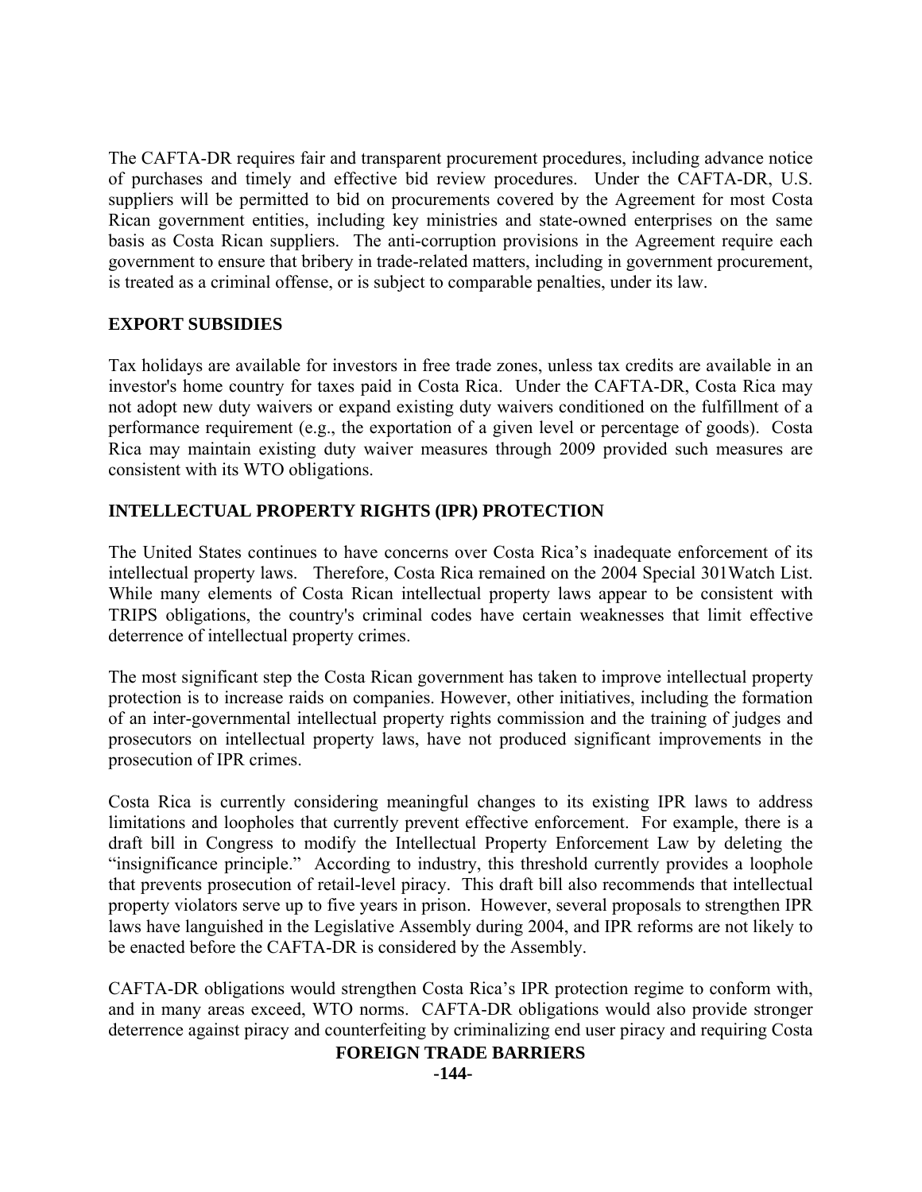The CAFTA-DR requires fair and transparent procurement procedures, including advance notice of purchases and timely and effective bid review procedures. Under the CAFTA-DR, U.S. suppliers will be permitted to bid on procurements covered by the Agreement for most Costa Rican government entities, including key ministries and state-owned enterprises on the same basis as Costa Rican suppliers. The anti-corruption provisions in the Agreement require each government to ensure that bribery in trade-related matters, including in government procurement, is treated as a criminal offense, or is subject to comparable penalties, under its law.

## EXPORT SUBSIDIES

Tax holidays are available for investors in free trade zones, unless tax credits are available in an investor's home country for taxes paid in Costa Rica. Under the CAFTA-DR, Costa Rica may not adopt new duty waivers or expand existing duty waivers conditioned on the fulfillment of a performance requirement (e.g., the exportation of a given level or percentage of goods). Costa Rica may maintain existing duty waiver measures through 2009 provided such measures are consistent with its WTO obligations.

## INTELLECTUAL PROPERTY RIGHTS (IPR) PROTECTION

The United States continues to have concerns over Costa Rica's inadequate enforcement of its intellectual property laws. Therefore, Costa Rica remained on the 2004 Special 301Watch List. While many elements of Costa Rican intellectual property laws appear to be consistent with TRIPS obligations, the country's criminal codes have certain weaknesses that limit effective deterrence of intellectual property crimes.

The most significant step the Costa Rican government has taken to improve intellectual property protection is to increase raids on companies. However, other initiatives, including the formation of an inter-governmental intellectual property rights commission and the training of judges and prosecutors on intellectual property laws, have not produced significant improvements in the prosecution of IPR crimes.

Costa Rica is currently considering meaningful changes to its existing IPR laws to address limitations and loopholes that currently prevent effective enforcement. For example, there is a draft bill in Congress to modify the Intellectual Property Enforcement Law by deleting the "insignificance principle." According to industry, this threshold currently provides a loophole that prevents prosecution of retail-level piracy. This draft bill also recommends that intellectual property violators serve up to five years in prison. However, several proposals to strengthen IPR laws have languished in the Legislative Assembly during 2004, and IPR reforms are not likely to be enacted before the CAFTA-DR is considered by the Assembly.

CAFTA-DR obligations would strengthen Costa Rica's IPR protection regime to conform with, and in many areas exceed, WTO norms. CAFTA-DR obligations would also provide stronger deterrence against piracy and counterfeiting by criminalizing end user piracy and requiring Costa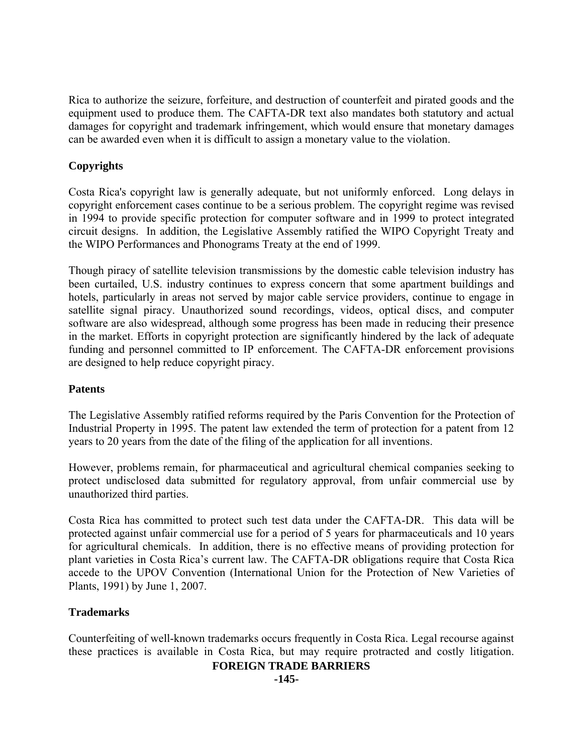Rica to authorize the seizure, forfeiture, and destruction of counterfeit and pirated goods and the equipment used to produce them. The CAFTA-DR text also mandates both statutory and actual damages for copyright and trademark infringement, which would ensure that monetary damages can be awarded even when it is difficult to assign a monetary value to the violation.

**Copyrights**

Costa Rica's copyright law is generally adequate, but not uniformly enforced. Long delays in copyright enforcement cases continue to be a serious problem. The copyright regime was revised in 1994 to provide specific protection for computer software and in 1999 to protect integrated circuit designs. In addition, the Legislative Assembly ratified the WIPO Copyright Treaty and the WIPO Performances and Phonograms Treaty at the end of 1999.

Though piracy of satellite television transmissions by the domestic cable television industry has been curtailed, U.S. industry continues to express concern that some apartment buildings and hotels, particularly in areas not served by major cable service providers, continue to engage in satellite signal piracy. Unauthorized sound recordings, videos, optical discs, and computer software are also widespread, although some progress has been made in reducing their presence in the market. Efforts in copyright protection are significantly hindered by the lack of adequate funding and personnel committed to IP enforcement. The CAFTA-DR enforcement provisions are designed to help reduce copyright piracy.

**Patents**

The Legislative Assembly ratified reforms required by the Paris Convention for the Protection of Industrial Property in 1995. The patent law extended the term of protection for a patent from 12 years to 20 years from the date of the filing of the application for all inventions.

However, problems remain, for pharmaceutical and agricultural chemical companies seeking to protect undisclosed data submitted for regulatory approval, from unfair commercial use by unauthorized third parties.

Costa Rica has committed to protect such test data under the CAFTA-DR. This data will be protected against unfair commercial use for a period of 5 years for pharmaceuticals and 10 years for agricultural chemicals. In addition, there is no effective means of providing protection for plant varieties in Costa Rica's current law. The CAFTA-DR obligations require that Costa Rica accede to the UPOV Convention (International Union for the Protection of New Varieties of Plants, 1991) by June 1, 2007.

**Trademarks**

Counterfeiting of well-known trademarks occurs frequently in Costa Rica. Legal recourse against these practices is available in Costa Rica, but may require protracted and costly litigation.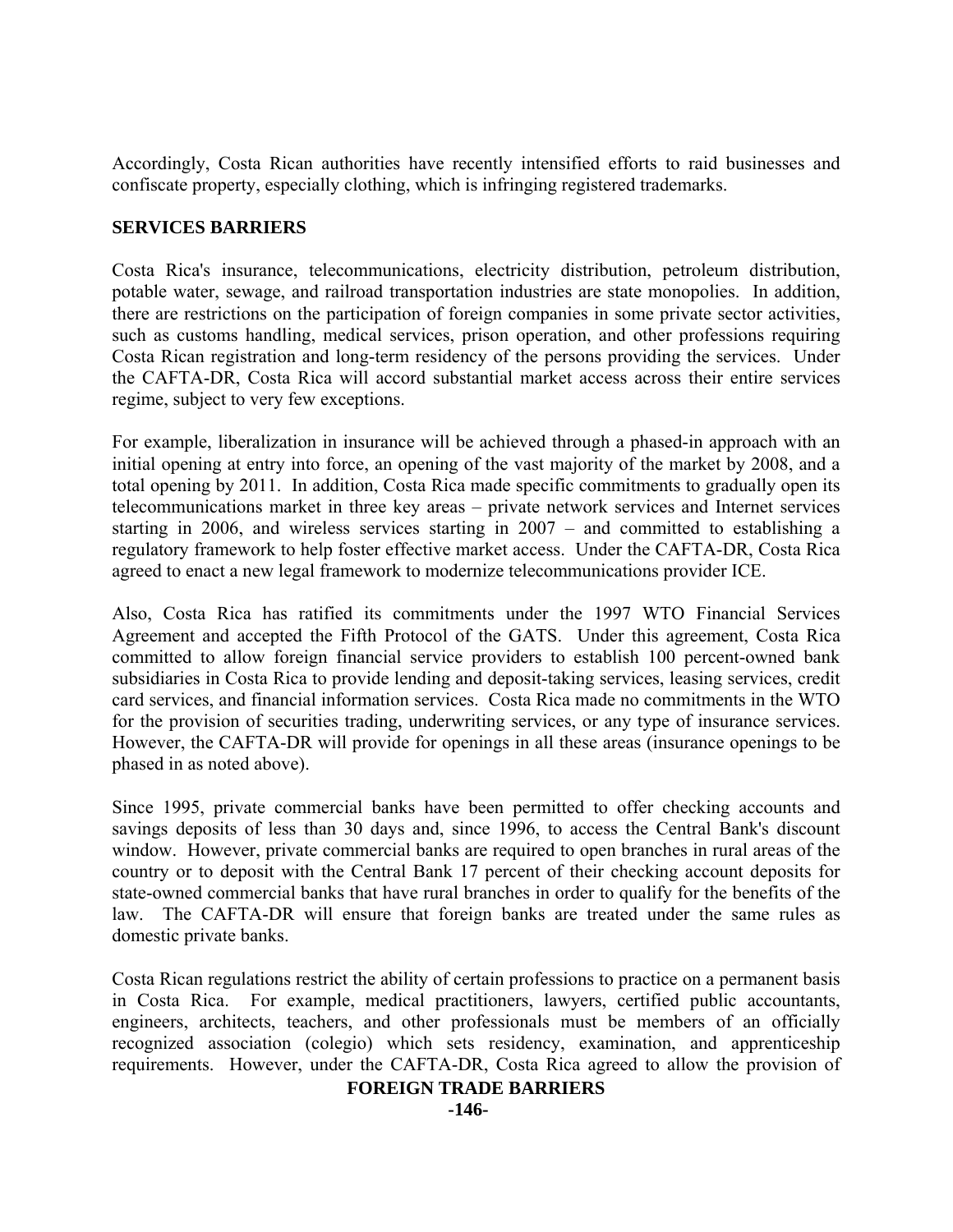Accordingly, Costa Rican authorities have recently intensified efforts to raid businesses and confiscate property, especially clothing, which is infringing registered trademarks.

**SERVICES BARRIERS**

Costa Rica's insurance, telecommunications, electricity distribution, petroleum distribution, potable water, sewage, and railroad transportation industries are state monopolies. In addition, there are restrictions on the participation of foreign companies in some private sector activities, such as customs handling, medical services, prison operation, and other professions requiring Costa Rican registration and long-term residency of the persons providing the services. Under the CAFTA-DR, Costa Rica will accord substantial market access across their entire services regime, subject to very few exceptions.

For example, liberalization in insurance will be achieved through a phased-in approach with an initial opening at entry into force, an opening of the vast majority of the market by 2008, and a total opening by 2011. In addition, Costa Rica made specific commitments to gradually open its telecommunications market in three key areas – private network services and Internet services starting in 2006, and wireless services starting in 2007 – and committed to establishing a regulatory framework to help foster effective market access. Under the CAFTA-DR, Costa Rica agreed to enact a new legal framework to modernize telecommunications provider ICE.

Also, Costa Rica has ratified its commitments under the 1997 WTO Financial Services Agreement and accepted the Fifth Protocol of the GATS. Under this agreement, Costa Rica committed to allow foreign financial service providers to establish 100 percent-owned bank subsidiaries in Costa Rica to provide lending and deposit-taking services, leasing services, credit card services, and financial information services. Costa Rica made no commitments in the WTO for the provision of securities trading, underwriting services, or any type of insurance services. However, the CAFTA-DR will provide for openings in all these areas (insurance openings to be phased in as noted above).

Since 1995, private commercial banks have been permitted to offer checking accounts and savings deposits of less than 30 days and, since 1996, to access the Central Bank's discount window. However, private commercial banks are required to open branches in rural areas of the country or to deposit with the Central Bank 17 percent of their checking account deposits for state-owned commercial banks that have rural branches in order to qualify for the benefits of the law. The CAFTA-DR will ensure that foreign banks are treated under the same rules as domestic private banks.

Costa Rican regulations restrict the ability of certain professions to practice on a permanent basis in Costa Rica. For example, medical practitioners, lawyers, certified public accountants, engineers, architects, teachers, and other professionals must be members of an officially recognized association (colegio) which sets residency, examination, and apprenticeship requirements. However, under the CAFTA-DR, Costa Rica agreed to allow the provision of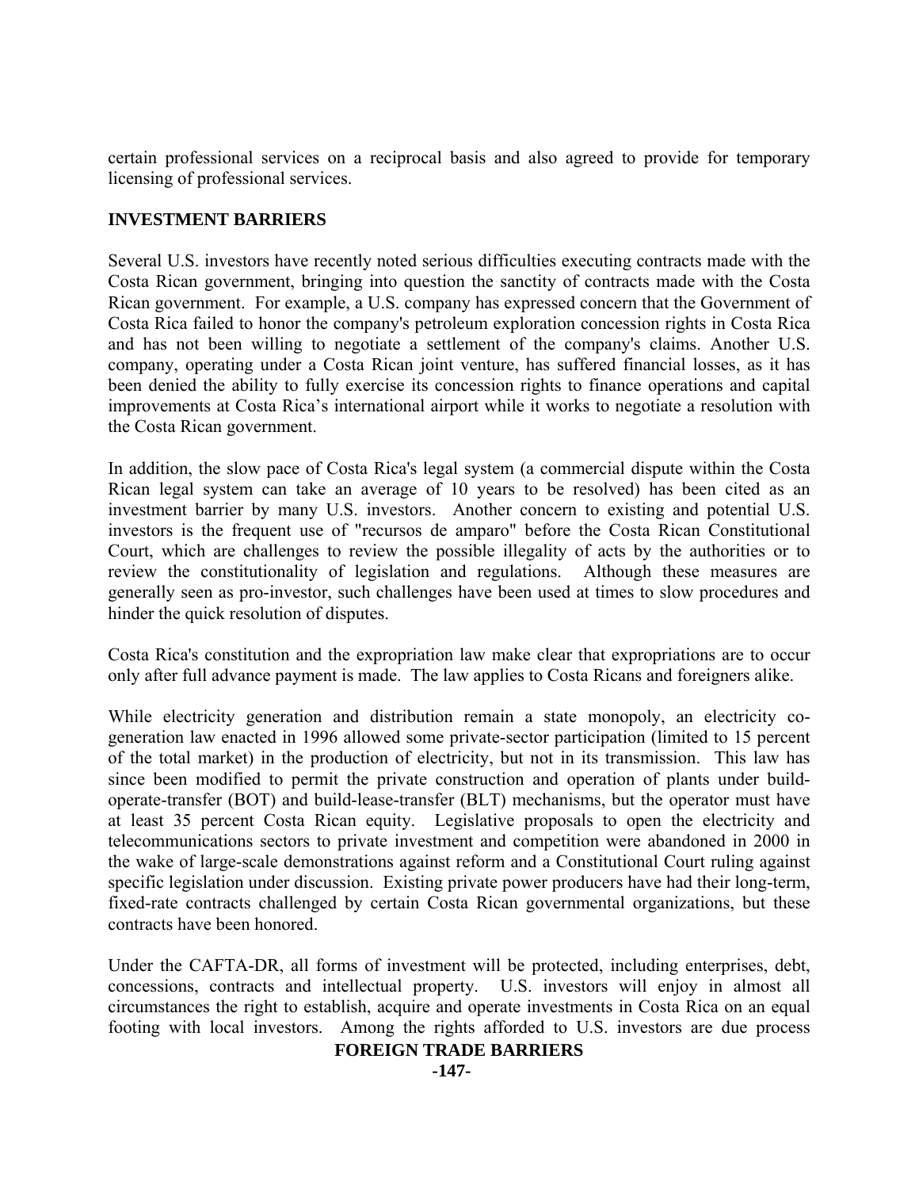certain professional services on a reciprocal basis and also agreed to provide for temporary licensing of professional services.

## INVESTMENT BARRIERS

Several U.S. investors have recently noted serious difficulties executing contracts made with the Costa Rican government, bringing into question the sanctity of contracts made with the Costa Rican government. For example, a U.S. company has expressed concern that the Government of Costa Rica failed to honor the company's petroleum exploration concession rights in Costa Rica and has not been willing to negotiate a settlement of the company's claims. Another U.S. company, operating under a Costa Rican joint venture, has suffered financial losses, as it has been denied the ability to fully exercise its concession rights to finance operations and capital improvements at Costa Rica's international airport while it works to negotiate a resolution with the Costa Rican government.

In addition, the slow pace of Costa Rica's legal system (a commercial dispute within the Costa Rican legal system can take an average of 10 years to be resolved) has been cited as an investment barrier by many U.S. investors. Another concern to existing and potential U.S. investors is the frequent use of "recursos de amparo" before the Costa Rican Constitutional Court, which are challenges to review the possible illegality of acts by the authorities or to review the constitutionality of legislation and regulations. Although these measures are generally seen as pro-investor, such challenges have been used at times to slow procedures and hinder the quick resolution of disputes.

Costa Rica's constitution and the expropriation law make clear that expropriations are to occur only after full advance payment is made. The law applies to Costa Ricans and foreigners alike.

While electricity generation and distribution remain a state monopoly, an electricity co-generation law enacted in 1996 allowed some private-sector participation (limited to 15 percent of the total market) in the production of electricity, but not in its transmission. This law has since been modified to permit the private construction and operation of plants under build-operate-transfer (BOT) and build-lease-transfer (BLT) mechanisms, but the operator must have at least 35 percent Costa Rican equity. Legislative proposals to open the electricity and telecommunications sectors to private investment and competition were abandoned in 2000 in the wake of large-scale demonstrations against reform and a Constitutional Court ruling against specific legislation under discussion. Existing private power producers have had their long-term, fixed-rate contracts challenged by certain Costa Rican governmental organizations, but these contracts have been honored.

Under the CAFTA-DR, all forms of investment will be protected, including enterprises, debt, concessions, contracts and intellectual property. U.S. investors will enjoy in almost all circumstances the right to establish, acquire and operate investments in Costa Rica on an equal footing with local investors. Among the rights afforded to U.S. investors are due process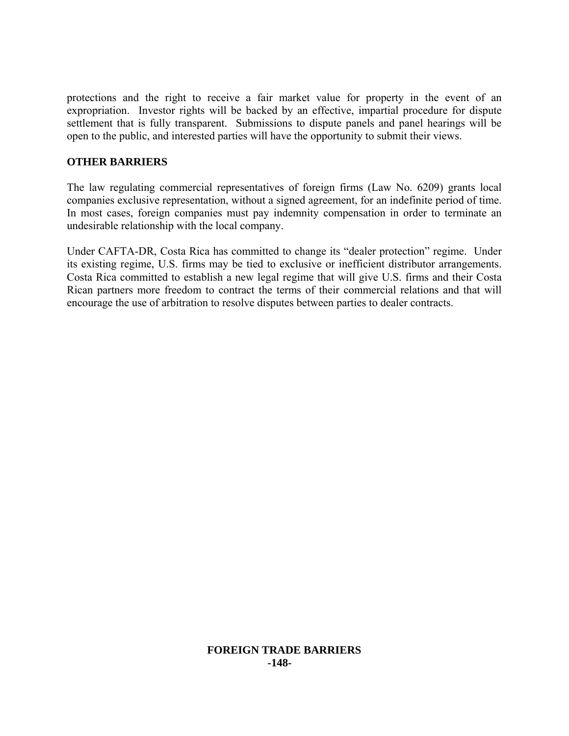protections and the right to receive a fair market value for property in the event of an expropriation. Investor rights will be backed by an effective, impartial procedure for dispute settlement that is fully transparent. Submissions to dispute panels and panel hearings will be open to the public, and interested parties will have the opportunity to submit their views.

## OTHER BARRIERS

The law regulating commercial representatives of foreign firms (Law No. 6209) grants local companies exclusive representation, without a signed agreement, for an indefinite period of time. In most cases, foreign companies must pay indemnity compensation in order to terminate an undesirable relationship with the local company.

Under CAFTA-DR, Costa Rica has committed to change its "dealer protection" regime. Under its existing regime, U.S. firms may be tied to exclusive or inefficient distributor arrangements. Costa Rica committed to establish a new legal regime that will give U.S. firms and their Costa Rican partners more freedom to contract the terms of their commercial relations and that will encourage the use of arbitration to resolve disputes between parties to dealer contracts.